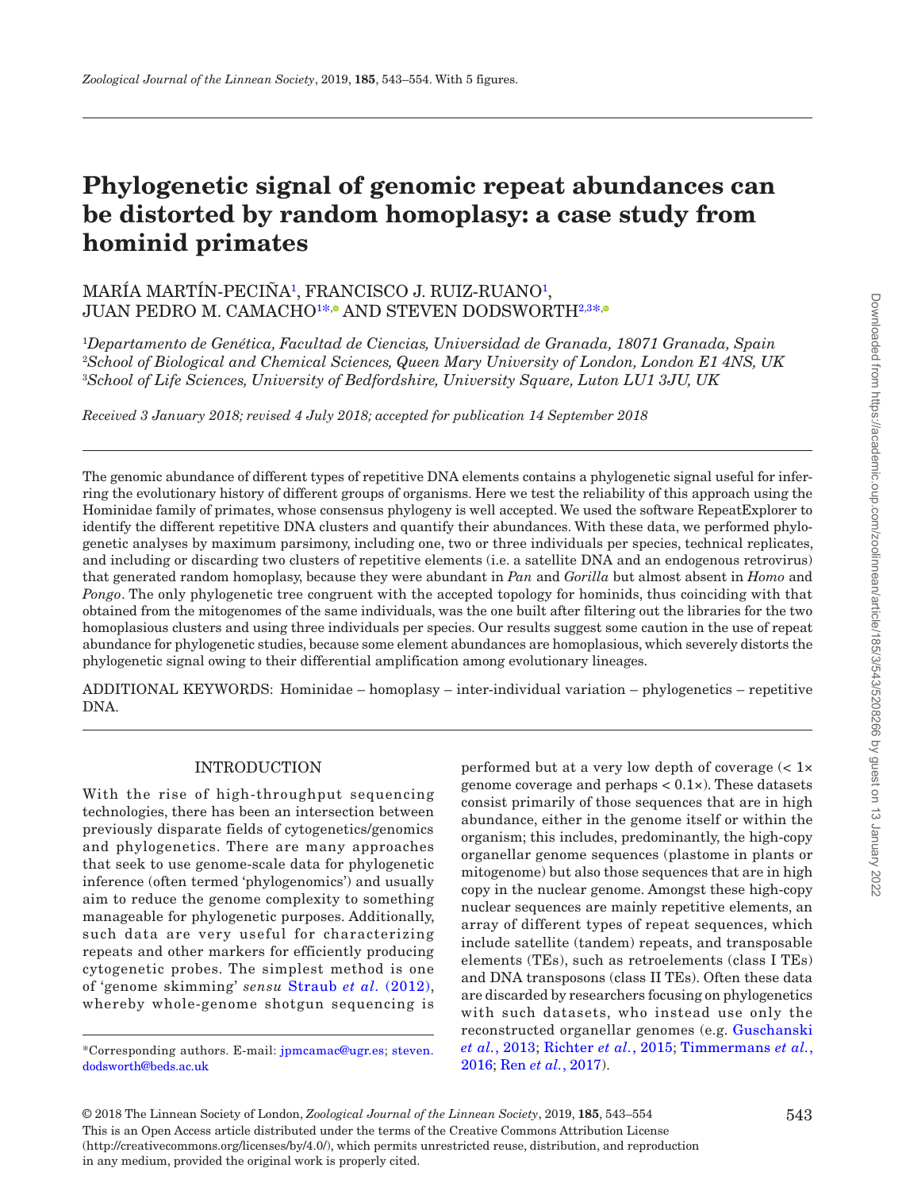# Phylogenetic signal of genomic repeat abundances can be distorted by random homoplasy: a case study from hominid primates

MARÍA MARTÍN-PECIÑA[1], FRANCISCO J. RUIZ-RUANO[1], JUAN PEDRO M. CAMACHO[1*] AND STEVEN DODSWORTH[2,3*]

[1]*Departamento de Genética, Facultad de Ciencias, Universidad de Granada, 18071 Granada, Spain*
[2]*School of Biological and Chemical Sciences, Queen Mary University of London, London E1 4NS, UK*
[3]*School of Life Sciences, University of Bedfordshire, University Square, Luton LU1 3JU, UK*

*Received 3 January 2018; revised 4 July 2018; accepted for publication 14 September 2018*

The genomic abundance of different types of repetitive DNA elements contains a phylogenetic signal useful for inferring the evolutionary history of different groups of organisms. Here we test the reliability of this approach using the Hominidae family of primates, whose consensus phylogeny is well accepted. We used the software RepeatExplorer to identify the different repetitive DNA clusters and quantify their abundances. With these data, we performed phylogenetic analyses by maximum parsimony, including one, two or three individuals per species, technical replicates, and including or discarding two clusters of repetitive elements (i.e. a satellite DNA and an endogenous retrovirus) that generated random homoplasy, because they were abundant in *Pan* and *Gorilla* but almost absent in *Homo* and *Pongo*. The only phylogenetic tree congruent with the accepted topology for hominids, thus coinciding with that obtained from the mitogenomes of the same individuals, was the one built after filtering out the libraries for the two homoplasious clusters and using three individuals per species. Our results suggest some caution in the use of repeat abundance for phylogenetic studies, because some element abundances are homoplasious, which severely distorts the phylogenetic signal owing to their differential amplification among evolutionary lineages.

ADDITIONAL KEYWORDS: Hominidae – homoplasy – inter-individual variation – phylogenetics – repetitive DNA.

## INTRODUCTION

With the rise of high-throughput sequencing technologies, there has been an intersection between previously disparate fields of cytogenetics/genomics and phylogenetics. There are many approaches that seek to use genome-scale data for phylogenetic inference (often termed 'phylogenomics') and usually aim to reduce the genome complexity to something manageable for phylogenetic purposes. Additionally, such data are very useful for characterizing repeats and other markers for efficiently producing cytogenetic probes. The simplest method is one of 'genome skimming' *sensu* Straub *et al.* (2012), whereby whole-genome shotgun sequencing is performed but at a very low depth of coverage (< 1× genome coverage and perhaps < 0.1×). These datasets consist primarily of those sequences that are in high abundance, either in the genome itself or within the organism; this includes, predominantly, the high-copy organellar genome sequences (plastome in plants or mitogenome) but also those sequences that are in high copy in the nuclear genome. Amongst these high-copy nuclear sequences are mainly repetitive elements, an array of different types of repeat sequences, which include satellite (tandem) repeats, and transposable elements (TEs), such as retroelements (class I TEs) and DNA transposons (class II TEs). Often these data are discarded by researchers focusing on phylogenetics with such datasets, who instead use only the reconstructed organellar genomes (e.g. Guschanski *et al.*, 2013; Richter *et al.*, 2015; Timmermans *et al.*, 2016; Ren *et al.*, 2017).

*Corresponding authors. E-mail: jpmcamac@ugr.es; steven.dodsworth@beds.ac.uk

© 2018 The Linnean Society of London, *Zoological Journal of the Linnean Society*, 2019, **185**, 543–554
This is an Open Access article distributed under the terms of the Creative Commons Attribution License (http://creativecommons.org/licenses/by/4.0/), which permits unrestricted reuse, distribution, and reproduction in any medium, provided the original work is properly cited.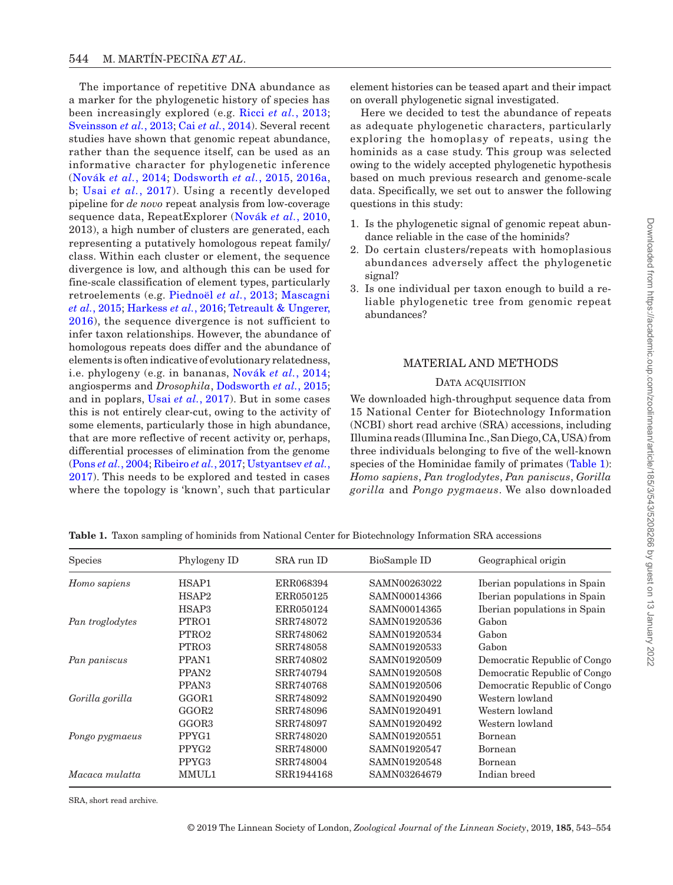The importance of repetitive DNA abundance as a marker for the phylogenetic history of species has been increasingly explored (e.g. Ricci *et al.*, 2013; Sveinsson *et al.*, 2013; Cai *et al.*, 2014). Several recent studies have shown that genomic repeat abundance, rather than the sequence itself, can be used as an informative character for phylogenetic inference (Novák *et al.*, 2014; Dodsworth *et al.*, 2015, 2016a, b; Usai *et al.*, 2017). Using a recently developed pipeline for *de novo* repeat analysis from low-coverage sequence data, RepeatExplorer (Novák *et al.*, 2010, 2013), a high number of clusters are generated, each representing a putatively homologous repeat family/class. Within each cluster or element, the sequence divergence is low, and although this can be used for fine-scale classification of element types, particularly retroelements (e.g. Piednoël *et al.*, 2013; Mascagni *et al.*, 2015; Harkess *et al.*, 2016; Tetreault & Ungerer, 2016), the sequence divergence is not sufficient to infer taxon relationships. However, the abundance of homologous repeats does differ and the abundance of elements is often indicative of evolutionary relatedness, i.e. phylogeny (e.g. in bananas, Novák *et al.*, 2014; angiosperms and *Drosophila*, Dodsworth *et al.*, 2015; and in poplars, Usai *et al.*, 2017). But in some cases this is not entirely clear-cut, owing to the activity of some elements, particularly those in high abundance, that are more reflective of recent activity or, perhaps, differential processes of elimination from the genome (Pons *et al.*, 2004; Ribeiro *et al.*, 2017; Ustyantsev *et al.*, 2017). This needs to be explored and tested in cases where the topology is 'known', such that particular element histories can be teased apart and their impact on overall phylogenetic signal investigated.

Here we decided to test the abundance of repeats as adequate phylogenetic characters, particularly exploring the homoplasy of repeats, using the hominids as a case study. This group was selected owing to the widely accepted phylogenetic hypothesis based on much previous research and genome-scale data. Specifically, we set out to answer the following questions in this study:

1. Is the phylogenetic signal of genomic repeat abundance reliable in the case of the hominids?
2. Do certain clusters/repeats with homoplasious abundances adversely affect the phylogenetic signal?
3. Is one individual per taxon enough to build a reliable phylogenetic tree from genomic repeat abundances?

## MATERIAL AND METHODS

### Data acquisition

We downloaded high-throughput sequence data from 15 National Center for Biotechnology Information (NCBI) short read archive (SRA) accessions, including Illumina reads (Illumina Inc., San Diego, CA, USA) from three individuals belonging to five of the well-known species of the Hominidae family of primates (Table 1): *Homo sapiens*, *Pan troglodytes*, *Pan paniscus*, *Gorilla gorilla* and *Pongo pygmaeus*. We also downloaded

**Table 1.** Taxon sampling of hominids from National Center for Biotechnology Information SRA accessions

| Species | Phylogeny ID | SRA run ID | BioSample ID | Geographical origin |
|---|---|---|---|---|
| *Homo sapiens* | HSAP1 | ERR068394 | SAMN00263022 | Iberian populations in Spain |
| | HSAP2 | ERR050125 | SAMN00014366 | Iberian populations in Spain |
| | HSAP3 | ERR050124 | SAMN00014365 | Iberian populations in Spain |
| *Pan troglodytes* | PTRO1 | SRR748072 | SAMN01920536 | Gabon |
| | PTRO2 | SRR748062 | SAMN01920534 | Gabon |
| | PTRO3 | SRR748058 | SAMN01920533 | Gabon |
| *Pan paniscus* | PPAN1 | SRR740802 | SAMN01920509 | Democratic Republic of Congo |
| | PPAN2 | SRR740794 | SAMN01920508 | Democratic Republic of Congo |
| | PPAN3 | SRR740768 | SAMN01920506 | Democratic Republic of Congo |
| *Gorilla gorilla* | GGOR1 | SRR748092 | SAMN01920490 | Western lowland |
| | GGOR2 | SRR748096 | SAMN01920491 | Western lowland |
| | GGOR3 | SRR748097 | SAMN01920492 | Western lowland |
| *Pongo pygmaeus* | PPYG1 | SRR748020 | SAMN01920551 | Bornean |
| | PPYG2 | SRR748000 | SAMN01920547 | Bornean |
| | PPYG3 | SRR748004 | SAMN01920548 | Bornean |
| *Macaca mulatta* | MMUL1 | SRR1944168 | SAMN03264679 | Indian breed |

SRA, short read archive.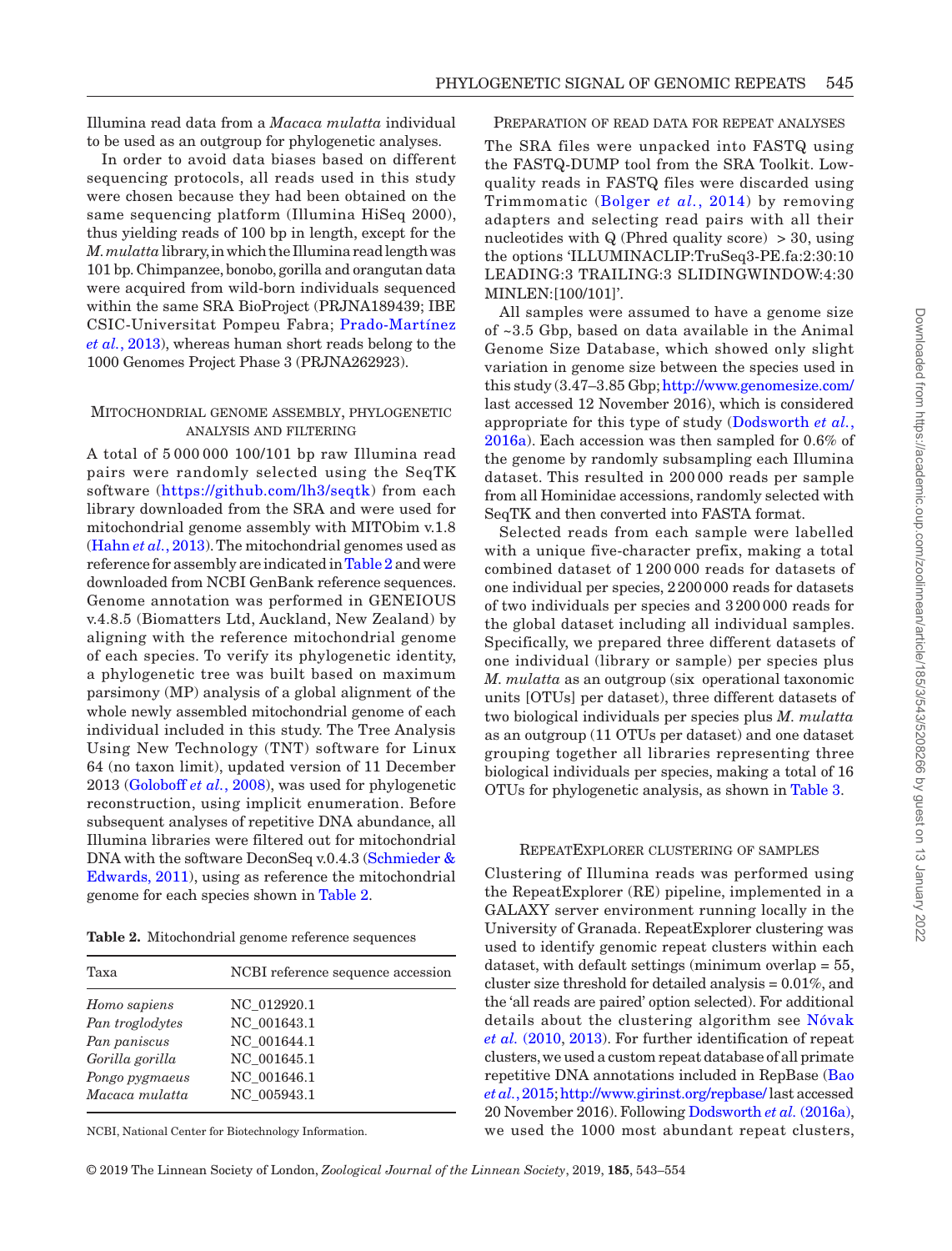Illumina read data from a *Macaca mulatta* individual to be used as an outgroup for phylogenetic analyses.

In order to avoid data biases based on different sequencing protocols, all reads used in this study were chosen because they had been obtained on the same sequencing platform (Illumina HiSeq 2000), thus yielding reads of 100 bp in length, except for the *M. mulatta* library, in which the Illumina read length was 101 bp. Chimpanzee, bonobo, gorilla and orangutan data were acquired from wild-born individuals sequenced within the same SRA BioProject (PRJNA189439; IBE CSIC-Universitat Pompeu Fabra; Prado-Martínez *et al.*, 2013), whereas human short reads belong to the 1000 Genomes Project Phase 3 (PRJNA262923).

## Mitochondrial genome assembly, phylogenetic analysis and filtering

A total of 5 000 000 100/101 bp raw Illumina read pairs were randomly selected using the SeqTK software (https://github.com/lh3/seqtk) from each library downloaded from the SRA and were used for mitochondrial genome assembly with MITObim v.1.8 (Hahn *et al.*, 2013). The mitochondrial genomes used as reference for assembly are indicated in Table 2 and were downloaded from NCBI GenBank reference sequences. Genome annotation was performed in GENEIOUS v.4.8.5 (Biomatters Ltd, Auckland, New Zealand) by aligning with the reference mitochondrial genome of each species. To verify its phylogenetic identity, a phylogenetic tree was built based on maximum parsimony (MP) analysis of a global alignment of the whole newly assembled mitochondrial genome of each individual included in this study. The Tree Analysis Using New Technology (TNT) software for Linux 64 (no taxon limit), updated version of 11 December 2013 (Goloboff *et al.*, 2008), was used for phylogenetic reconstruction, using implicit enumeration. Before subsequent analyses of repetitive DNA abundance, all Illumina libraries were filtered out for mitochondrial DNA with the software DeconSeq v.0.4.3 (Schmieder & Edwards, 2011), using as reference the mitochondrial genome for each species shown in Table 2.

**Table 2.** Mitochondrial genome reference sequences

| Taxa | NCBI reference sequence accession |
|---|---|
| *Homo sapiens* | NC_012920.1 |
| *Pan troglodytes* | NC_001643.1 |
| *Pan paniscus* | NC_001644.1 |
| *Gorilla gorilla* | NC_001645.1 |
| *Pongo pygmaeus* | NC_001646.1 |
| *Macaca mulatta* | NC_005943.1 |

NCBI, National Center for Biotechnology Information.

## Preparation of read data for repeat analyses

The SRA files were unpacked into FASTQ using the FASTQ-DUMP tool from the SRA Toolkit. Low-quality reads in FASTQ files were discarded using Trimmomatic (Bolger *et al.*, 2014) by removing adapters and selecting read pairs with all their nucleotides with Q (Phred quality score) > 30, using the options 'ILLUMINACLIP:TruSeq3-PE.fa:2:30:10 LEADING:3 TRAILING:3 SLIDINGWINDOW:4:30 MINLEN:[100/101]'.

All samples were assumed to have a genome size of ~3.5 Gbp, based on data available in the Animal Genome Size Database, which showed only slight variation in genome size between the species used in this study (3.47–3.85 Gbp; http://www.genomesize.com/ last accessed 12 November 2016), which is considered appropriate for this type of study (Dodsworth *et al.*, 2016a). Each accession was then sampled for 0.6% of the genome by randomly subsampling each Illumina dataset. This resulted in 200 000 reads per sample from all Hominidae accessions, randomly selected with SeqTK and then converted into FASTA format.

Selected reads from each sample were labelled with a unique five-character prefix, making a total combined dataset of 1 200 000 reads for datasets of one individual per species, 2 200 000 reads for datasets of two individuals per species and 3 200 000 reads for the global dataset including all individual samples. Specifically, we prepared three different datasets of one individual (library or sample) per species plus *M. mulatta* as an outgroup (six operational taxonomic units [OTUs] per dataset), three different datasets of two biological individuals per species plus *M. mulatta* as an outgroup (11 OTUs per dataset) and one dataset grouping together all libraries representing three biological individuals per species, making a total of 16 OTUs for phylogenetic analysis, as shown in Table 3.

## RepeatExplorer clustering of samples

Clustering of Illumina reads was performed using the RepeatExplorer (RE) pipeline, implemented in a GALAXY server environment running locally in the University of Granada. RepeatExplorer clustering was used to identify genomic repeat clusters within each dataset, with default settings (minimum overlap = 55, cluster size threshold for detailed analysis = 0.01%, and the 'all reads are paired' option selected). For additional details about the clustering algorithm see Nóvak *et al.* (2010, 2013). For further identification of repeat clusters, we used a custom repeat database of all primate repetitive DNA annotations included in RepBase (Bao *et al.*, 2015; http://www.girinst.org/repbase/ last accessed 20 November 2016). Following Dodsworth *et al.* (2016a), we used the 1000 most abundant repeat clusters,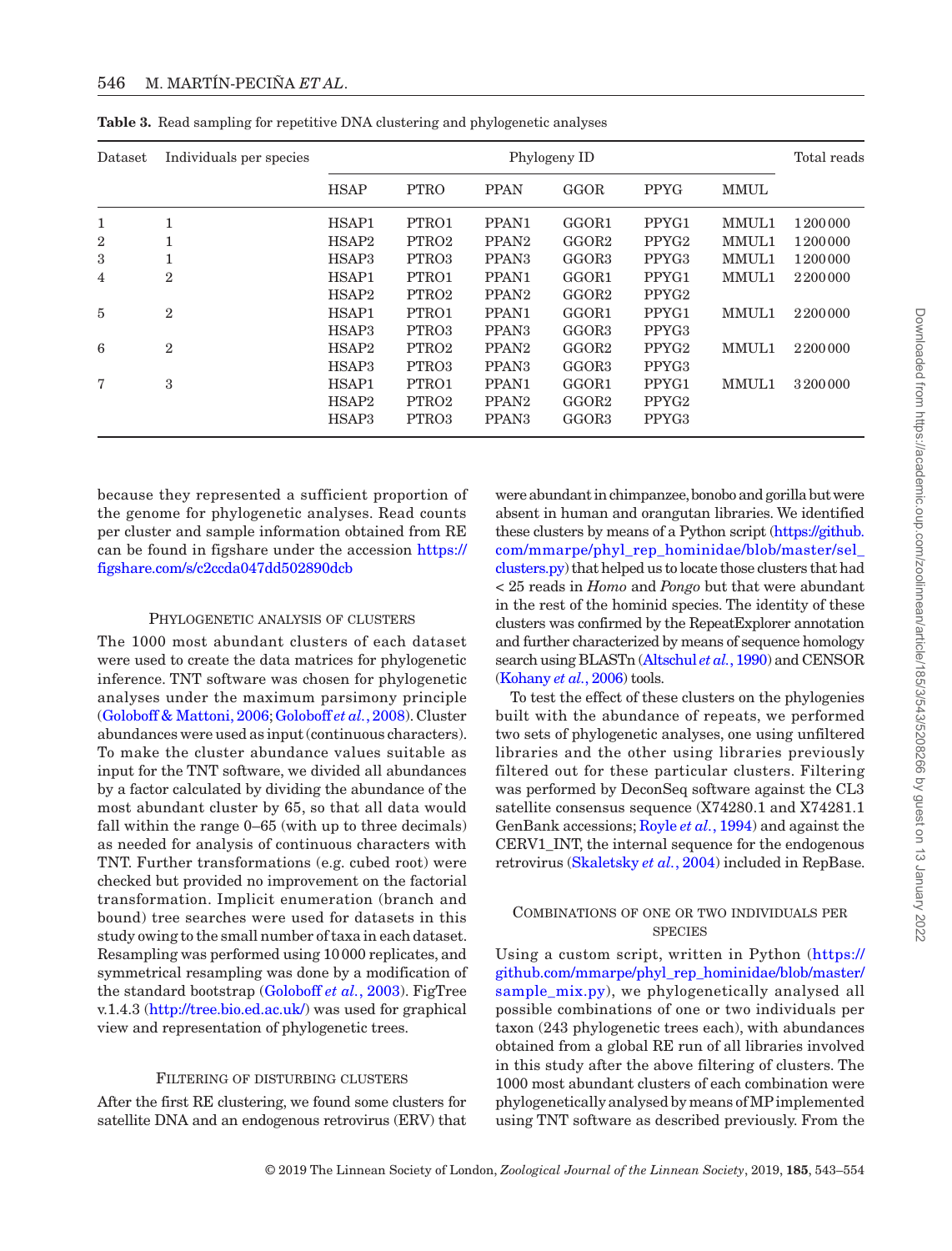**Table 3.** Read sampling for repetitive DNA clustering and phylogenetic analyses

| Dataset | Individuals per species | Phylogeny ID | | | | | | Total reads |
|---|---|---|---|---|---|---|---|---|
| | | HSAP | PTRO | PPAN | GGOR | PPYG | MMUL | |
| 1 | 1 | HSAP1 | PTRO1 | PPAN1 | GGOR1 | PPYG1 | MMUL1 | 1200000 |
| 2 | 1 | HSAP2 | PTRO2 | PPAN2 | GGOR2 | PPYG2 | MMUL1 | 1200000 |
| 3 | 1 | HSAP3 | PTRO3 | PPAN3 | GGOR3 | PPYG3 | MMUL1 | 1200000 |
| 4 | 2 | HSAP1 | PTRO1 | PPAN1 | GGOR1 | PPYG1 | MMUL1 | 2200000 |
| | | HSAP2 | PTRO2 | PPAN2 | GGOR2 | PPYG2 | | |
| 5 | 2 | HSAP1 | PTRO1 | PPAN1 | GGOR1 | PPYG1 | MMUL1 | 2200000 |
| | | HSAP3 | PTRO3 | PPAN3 | GGOR3 | PPYG3 | | |
| 6 | 2 | HSAP2 | PTRO2 | PPAN2 | GGOR2 | PPYG2 | MMUL1 | 2200000 |
| | | HSAP3 | PTRO3 | PPAN3 | GGOR3 | PPYG3 | | |
| 7 | 3 | HSAP1 | PTRO1 | PPAN1 | GGOR1 | PPYG1 | MMUL1 | 3200000 |
| | | HSAP2 | PTRO2 | PPAN2 | GGOR2 | PPYG2 | | |
| | | HSAP3 | PTRO3 | PPAN3 | GGOR3 | PPYG3 | | |

because they represented a sufficient proportion of the genome for phylogenetic analyses. Read counts per cluster and sample information obtained from RE can be found in figshare under the accession https://figshare.com/s/c2ccda047dd502890dcb

### Phylogenetic analysis of clusters

The 1000 most abundant clusters of each dataset were used to create the data matrices for phylogenetic inference. TNT software was chosen for phylogenetic analyses under the maximum parsimony principle (Goloboff & Mattoni, 2006; Goloboff *et al.*, 2008). Cluster abundances were used as input (continuous characters). To make the cluster abundance values suitable as input for the TNT software, we divided all abundances by a factor calculated by dividing the abundance of the most abundant cluster by 65, so that all data would fall within the range 0–65 (with up to three decimals) as needed for analysis of continuous characters with TNT. Further transformations (e.g. cubed root) were checked but provided no improvement on the factorial transformation. Implicit enumeration (branch and bound) tree searches were used for datasets in this study owing to the small number of taxa in each dataset. Resampling was performed using 10000 replicates, and symmetrical resampling was done by a modification of the standard bootstrap (Goloboff *et al.*, 2003). FigTree v.1.4.3 (http://tree.bio.ed.ac.uk/) was used for graphical view and representation of phylogenetic trees.

### Filtering of disturbing clusters

After the first RE clustering, we found some clusters for satellite DNA and an endogenous retrovirus (ERV) that were abundant in chimpanzee, bonobo and gorilla but were absent in human and orangutan libraries. We identified these clusters by means of a Python script (https://github.com/mmarpe/phyl_rep_hominidae/blob/master/sel_clusters.py) that helped us to locate those clusters that had < 25 reads in *Homo* and *Pongo* but that were abundant in the rest of the hominid species. The identity of these clusters was confirmed by the RepeatExplorer annotation and further characterized by means of sequence homology search using BLASTn (Altschul *et al.*, 1990) and CENSOR (Kohany *et al.*, 2006) tools.

To test the effect of these clusters on the phylogenies built with the abundance of repeats, we performed two sets of phylogenetic analyses, one using unfiltered libraries and the other using libraries previously filtered out for these particular clusters. Filtering was performed by DeconSeq software against the CL3 satellite consensus sequence (X74280.1 and X74281.1 GenBank accessions; Royle *et al.*, 1994) and against the CERV1_INT, the internal sequence for the endogenous retrovirus (Skaletsky *et al.*, 2004) included in RepBase.

### Combinations of one or two individuals per species

Using a custom script, written in Python (https://github.com/mmarpe/phyl_rep_hominidae/blob/master/sample_mix.py), we phylogenetically analysed all possible combinations of one or two individuals per taxon (243 phylogenetic trees each), with abundances obtained from a global RE run of all libraries involved in this study after the above filtering of clusters. The 1000 most abundant clusters of each combination were phylogenetically analysed by means of MP implemented using TNT software as described previously. From the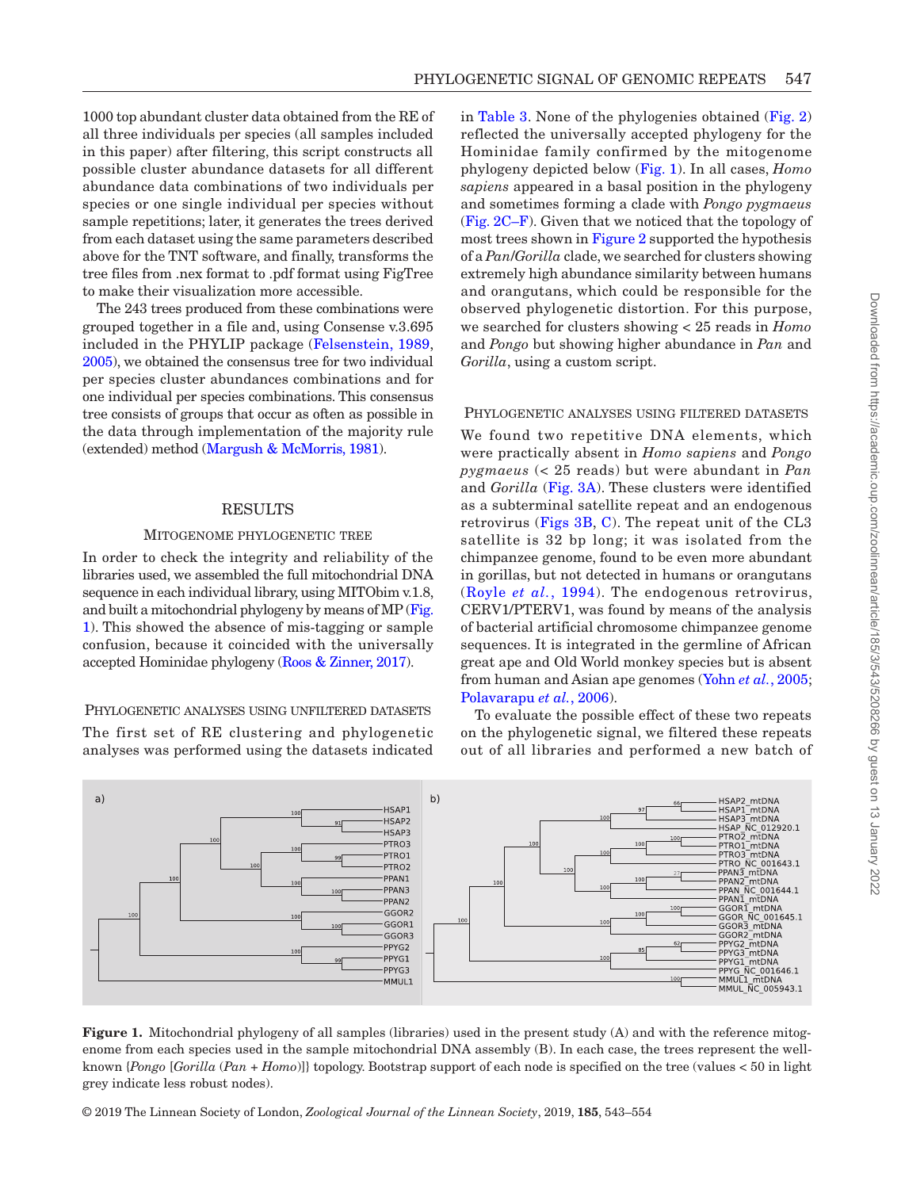1000 top abundant cluster data obtained from the RE of all three individuals per species (all samples included in this paper) after filtering, this script constructs all possible cluster abundance datasets for all different abundance data combinations of two individuals per species or one single individual per species without sample repetitions; later, it generates the trees derived from each dataset using the same parameters described above for the TNT software, and finally, transforms the tree files from .nex format to .pdf format using FigTree to make their visualization more accessible.

The 243 trees produced from these combinations were grouped together in a file and, using Consense v.3.695 included in the PHYLIP package (Felsenstein, 1989, 2005), we obtained the consensus tree for two individual per species cluster abundances combinations and for one individual per species combinations. This consensus tree consists of groups that occur as often as possible in the data through implementation of the majority rule (extended) method (Margush & McMorris, 1981).

## RESULTS

### Mitogenome phylogenetic tree

In order to check the integrity and reliability of the libraries used, we assembled the full mitochondrial DNA sequence in each individual library, using MITObim v.1.8, and built a mitochondrial phylogeny by means of MP (Fig. 1). This showed the absence of mis-tagging or sample confusion, because it coincided with the universally accepted Hominidae phylogeny (Roos & Zinner, 2017).

### Phylogenetic analyses using unfiltered datasets

The first set of RE clustering and phylogenetic analyses was performed using the datasets indicated in Table 3. None of the phylogenies obtained (Fig. 2) reflected the universally accepted phylogeny for the Hominidae family confirmed by the mitogenome phylogeny depicted below (Fig. 1). In all cases, *Homo sapiens* appeared in a basal position in the phylogeny and sometimes forming a clade with *Pongo pygmaeus* (Fig. 2C–F). Given that we noticed that the topology of most trees shown in Figure 2 supported the hypothesis of a *Pan*/*Gorilla* clade, we searched for clusters showing extremely high abundance similarity between humans and orangutans, which could be responsible for the observed phylogenetic distortion. For this purpose, we searched for clusters showing < 25 reads in *Homo* and *Pongo* but showing higher abundance in *Pan* and *Gorilla*, using a custom script.

### Phylogenetic analyses using filtered datasets

We found two repetitive DNA elements, which were practically absent in *Homo sapiens* and *Pongo pygmaeus* (< 25 reads) but were abundant in *Pan* and *Gorilla* (Fig. 3A). These clusters were identified as a subterminal satellite repeat and an endogenous retrovirus (Figs 3B, C). The repeat unit of the CL3 satellite is 32 bp long; it was isolated from the chimpanzee genome, found to be even more abundant in gorillas, but not detected in humans or orangutans (Royle *et al.*, 1994). The endogenous retrovirus, CERV1/PTERV1, was found by means of the analysis of bacterial artificial chromosome chimpanzee genome sequences. It is integrated in the germline of African great ape and Old World monkey species but is absent from human and Asian ape genomes (Yohn *et al.*, 2005; Polavarapu *et al.*, 2006).

To evaluate the possible effect of these two repeats on the phylogenetic signal, we filtered these repeats out of all libraries and performed a new batch of

**Figure 1.** Mitochondrial phylogeny of all samples (libraries) used in the present study (A) and with the reference mitogenome from each species used in the sample mitochondrial DNA assembly (B). In each case, the trees represent the well-known {*Pongo* [*Gorilla* (*Pan* + *Homo*)]} topology. Bootstrap support of each node is specified on the tree (values < 50 in light grey indicate less robust nodes).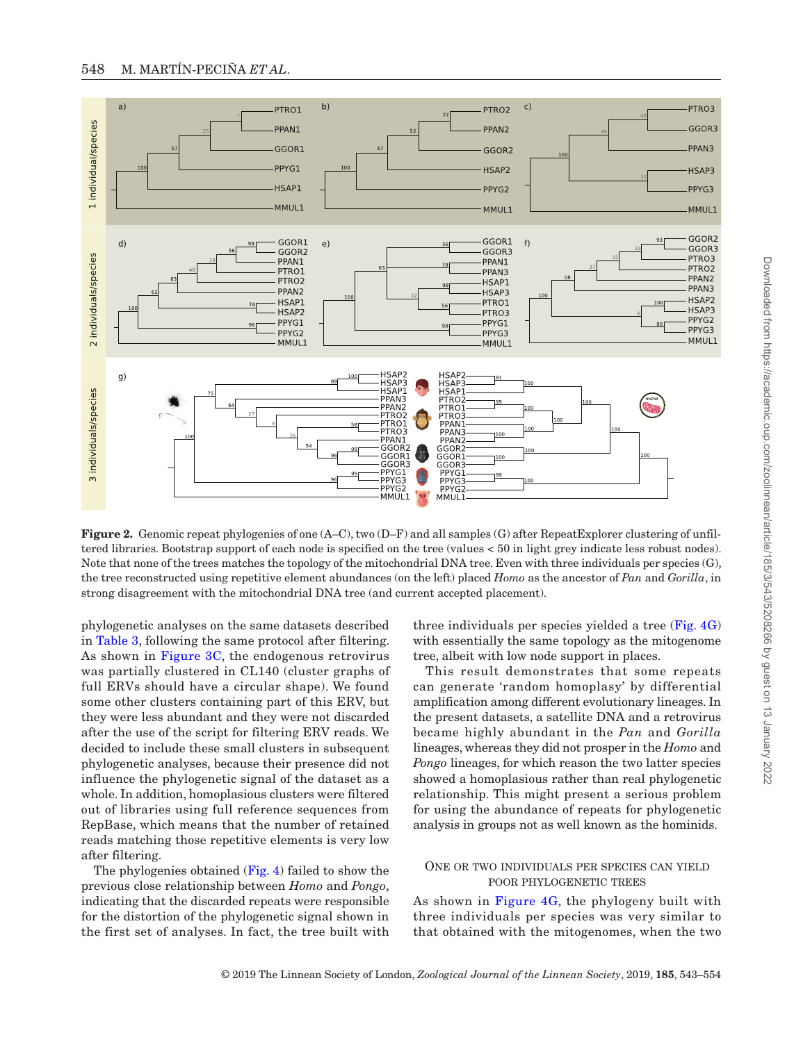**Figure 2.** Genomic repeat phylogenies of one (A–C), two (D–F) and all samples (G) after RepeatExplorer clustering of unfiltered libraries. Bootstrap support of each node is specified on the tree (values < 50 in light grey indicate less robust nodes). Note that none of the trees matches the topology of the mitochondrial DNA tree. Even with three individuals per species (G), the tree reconstructed using repetitive element abundances (on the left) placed *Homo* as the ancestor of *Pan* and *Gorilla*, in strong disagreement with the mitochondrial DNA tree (and current accepted placement).

phylogenetic analyses on the same datasets described in Table 3, following the same protocol after filtering. As shown in Figure 3C, the endogenous retrovirus was partially clustered in CL140 (cluster graphs of full ERVs should have a circular shape). We found some other clusters containing part of this ERV, but they were less abundant and they were not discarded after the use of the script for filtering ERV reads. We decided to include these small clusters in subsequent phylogenetic analyses, because their presence did not influence the phylogenetic signal of the dataset as a whole. In addition, homoplasious clusters were filtered out of libraries using full reference sequences from RepBase, which means that the number of retained reads matching those repetitive elements is very low after filtering.

The phylogenies obtained (Fig. 4) failed to show the previous close relationship between *Homo* and *Pongo*, indicating that the discarded repeats were responsible for the distortion of the phylogenetic signal shown in the first set of analyses. In fact, the tree built with three individuals per species yielded a tree (Fig. 4G) with essentially the same topology as the mitogenome tree, albeit with low node support in places.

This result demonstrates that some repeats can generate 'random homoplasy' by differential amplification among different evolutionary lineages. In the present datasets, a satellite DNA and a retrovirus became highly abundant in the *Pan* and *Gorilla* lineages, whereas they did not prosper in the *Homo* and *Pongo* lineages, for which reason the two latter species showed a homoplasious rather than real phylogenetic relationship. This might present a serious problem for using the abundance of repeats for phylogenetic analysis in groups not as well known as the hominids.

## One or two individuals per species can yield poor phylogenetic trees

As shown in Figure 4G, the phylogeny built with three individuals per species was very similar to that obtained with the mitogenomes, when the two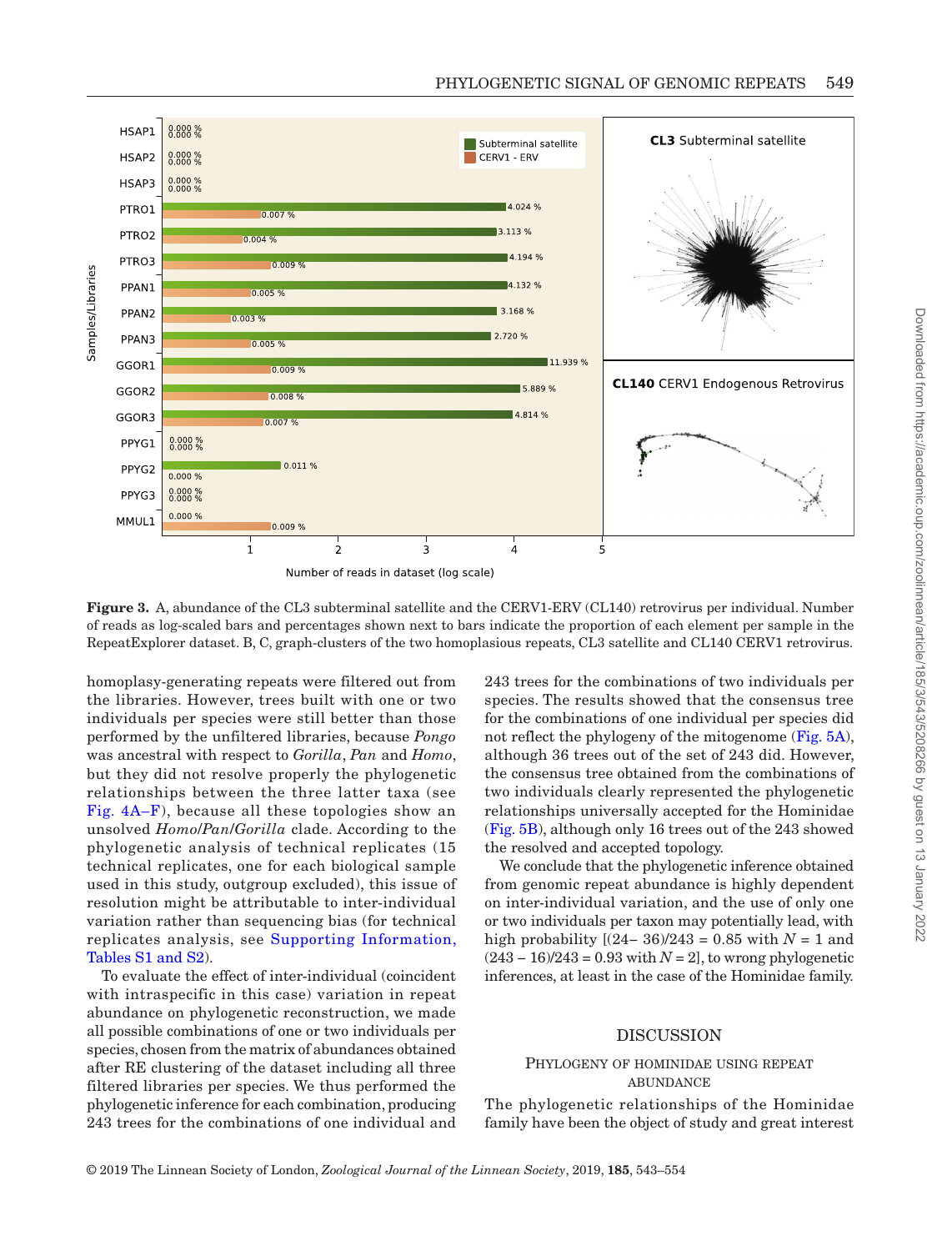**Figure 3.** A, abundance of the CL3 subterminal satellite and the CERV1-ERV (CL140) retrovirus per individual. Number of reads as log-scaled bars and percentages shown next to bars indicate the proportion of each element per sample in the RepeatExplorer dataset. B, C, graph-clusters of the two homoplasious repeats, CL3 satellite and CL140 CERV1 retrovirus.

homoplasy-generating repeats were filtered out from the libraries. However, trees built with one or two individuals per species were still better than those performed by the unfiltered libraries, because *Pongo* was ancestral with respect to *Gorilla*, *Pan* and *Homo*, but they did not resolve properly the phylogenetic relationships between the three latter taxa (see Fig. 4A–F), because all these topologies show an unsolved *Homo*/*Pan*/*Gorilla* clade. According to the phylogenetic analysis of technical replicates (15 technical replicates, one for each biological sample used in this study, outgroup excluded), this issue of resolution might be attributable to inter-individual variation rather than sequencing bias (for technical replicates analysis, see Supporting Information, Tables S1 and S2).

To evaluate the effect of inter-individual (coincident with intraspecific in this case) variation in repeat abundance on phylogenetic reconstruction, we made all possible combinations of one or two individuals per species, chosen from the matrix of abundances obtained after RE clustering of the dataset including all three filtered libraries per species. We thus performed the phylogenetic inference for each combination, producing 243 trees for the combinations of one individual and 243 trees for the combinations of two individuals per species. The results showed that the consensus tree for the combinations of one individual per species did not reflect the phylogeny of the mitogenome (Fig. 5A), although 36 trees out of the set of 243 did. However, the consensus tree obtained from the combinations of two individuals clearly represented the phylogenetic relationships universally accepted for the Hominidae (Fig. 5B), although only 16 trees out of the 243 showed the resolved and accepted topology.

We conclude that the phylogenetic inference obtained from genomic repeat abundance is highly dependent on inter-individual variation, and the use of only one or two individuals per taxon may potentially lead, with high probability [$(24-36)/243 = 0.85$ with $N = 1$ and $(243 - 16)/243 = 0.93$ with $N = 2$], to wrong phylogenetic inferences, at least in the case of the Hominidae family.

## DISCUSSION

### Phylogeny of Hominidae using repeat abundance

The phylogenetic relationships of the Hominidae family have been the object of study and great interest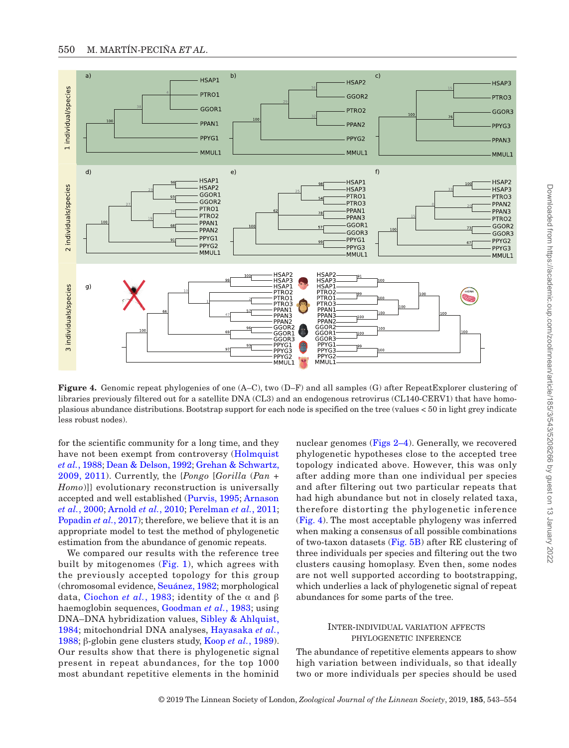**Figure 4.** Genomic repeat phylogenies of one (A–C), two (D–F) and all samples (G) after RepeatExplorer clustering of libraries previously filtered out for a satellite DNA (CL3) and an endogenous retrovirus (CL140-CERV1) that have homoplasious abundance distributions. Bootstrap support for each node is specified on the tree (values < 50 in light grey indicate less robust nodes).

for the scientific community for a long time, and they have not been exempt from controversy (Holmquist *et al.*, 1988; Dean & Delson, 1992; Grehan & Schwartz, 2009, 2011). Currently, the {*Pongo* [*Gorilla* (*Pan* + *Homo*)]} evolutionary reconstruction is universally accepted and well established (Purvis, 1995; Arnason *et al.*, 2000; Arnold *et al.*, 2010; Perelman *et al.*, 2011; Popadin *et al.*, 2017); therefore, we believe that it is an appropriate model to test the method of phylogenetic estimation from the abundance of genomic repeats.

We compared our results with the reference tree built by mitogenomes (Fig. 1), which agrees with the previously accepted topology for this group (chromosomal evidence, Seuánez, 1982; morphological data, Ciochon *et al.*, 1983; identity of the α and β haemoglobin sequences, Goodman *et al.*, 1983; using DNA–DNA hybridization values, Sibley & Ahlquist, 1984; mitochondrial DNA analyses, Hayasaka *et al.*, 1988; β-globin gene clusters study, Koop *et al.*, 1989). Our results show that there is phylogenetic signal present in repeat abundances, for the top 1000 most abundant repetitive elements in the hominid nuclear genomes (Figs 2–4). Generally, we recovered phylogenetic hypotheses close to the accepted tree topology indicated above. However, this was only after adding more than one individual per species and after filtering out two particular repeats that had high abundance but not in closely related taxa, therefore distorting the phylogenetic inference (Fig. 4). The most acceptable phylogeny was inferred when making a consensus of all possible combinations of two-taxon datasets (Fig. 5B) after RE clustering of three individuals per species and filtering out the two clusters causing homoplasy. Even then, some nodes are not well supported according to bootstrapping, which underlies a lack of phylogenetic signal of repeat abundances for some parts of the tree.

## Inter-individual variation affects phylogenetic inference

The abundance of repetitive elements appears to show high variation between individuals, so that ideally two or more individuals per species should be used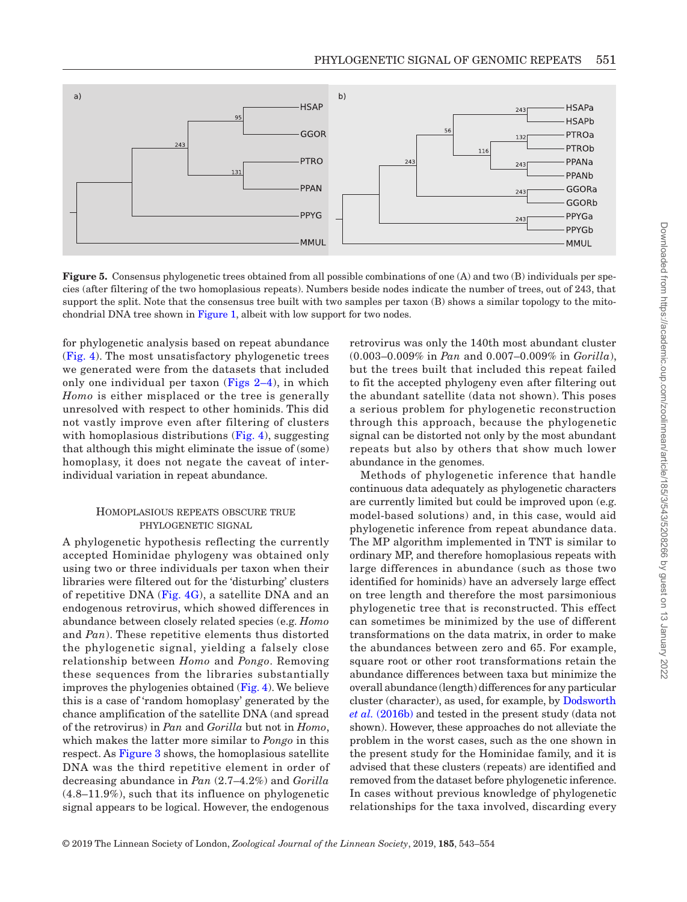**Figure 5.** Consensus phylogenetic trees obtained from all possible combinations of one (A) and two (B) individuals per species (after filtering of the two homoplasious repeats). Numbers beside nodes indicate the number of trees, out of 243, that support the split. Note that the consensus tree built with two samples per taxon (B) shows a similar topology to the mitochondrial DNA tree shown in Figure 1, albeit with low support for two nodes.

for phylogenetic analysis based on repeat abundance (Fig. 4). The most unsatisfactory phylogenetic trees we generated were from the datasets that included only one individual per taxon (Figs 2–4), in which *Homo* is either misplaced or the tree is generally unresolved with respect to other hominids. This did not vastly improve even after filtering of clusters with homoplasious distributions (Fig. 4), suggesting that although this might eliminate the issue of (some) homoplasy, it does not negate the caveat of inter-individual variation in repeat abundance.

## Homoplasious repeats obscure true phylogenetic signal

A phylogenetic hypothesis reflecting the currently accepted Hominidae phylogeny was obtained only using two or three individuals per taxon when their libraries were filtered out for the 'disturbing' clusters of repetitive DNA (Fig. 4G), a satellite DNA and an endogenous retrovirus, which showed differences in abundance between closely related species (e.g. *Homo* and *Pan*). These repetitive elements thus distorted the phylogenetic signal, yielding a falsely close relationship between *Homo* and *Pongo*. Removing these sequences from the libraries substantially improves the phylogenies obtained (Fig. 4). We believe this is a case of 'random homoplasy' generated by the chance amplification of the satellite DNA (and spread of the retrovirus) in *Pan* and *Gorilla* but not in *Homo*, which makes the latter more similar to *Pongo* in this respect. As Figure 3 shows, the homoplasious satellite DNA was the third repetitive element in order of decreasing abundance in *Pan* (2.7–4.2%) and *Gorilla* (4.8–11.9%), such that its influence on phylogenetic signal appears to be logical. However, the endogenous retrovirus was only the 140th most abundant cluster (0.003–0.009% in *Pan* and 0.007–0.009% in *Gorilla*), but the trees built that included this repeat failed to fit the accepted phylogeny even after filtering out the abundant satellite (data not shown). This poses a serious problem for phylogenetic reconstruction through this approach, because the phylogenetic signal can be distorted not only by the most abundant repeats but also by others that show much lower abundance in the genomes.

Methods of phylogenetic inference that handle continuous data adequately as phylogenetic characters are currently limited but could be improved upon (e.g. model-based solutions) and, in this case, would aid phylogenetic inference from repeat abundance data. The MP algorithm implemented in TNT is similar to ordinary MP, and therefore homoplasious repeats with large differences in abundance (such as those two identified for hominids) have an adversely large effect on tree length and therefore the most parsimonious phylogenetic tree that is reconstructed. This effect can sometimes be minimized by the use of different transformations on the data matrix, in order to make the abundances between zero and 65. For example, square root or other root transformations retain the abundance differences between taxa but minimize the overall abundance (length) differences for any particular cluster (character), as used, for example, by Dodsworth *et al.* (2016b) and tested in the present study (data not shown). However, these approaches do not alleviate the problem in the worst cases, such as the one shown in the present study for the Hominidae family, and it is advised that these clusters (repeats) are identified and removed from the dataset before phylogenetic inference. In cases without previous knowledge of phylogenetic relationships for the taxa involved, discarding every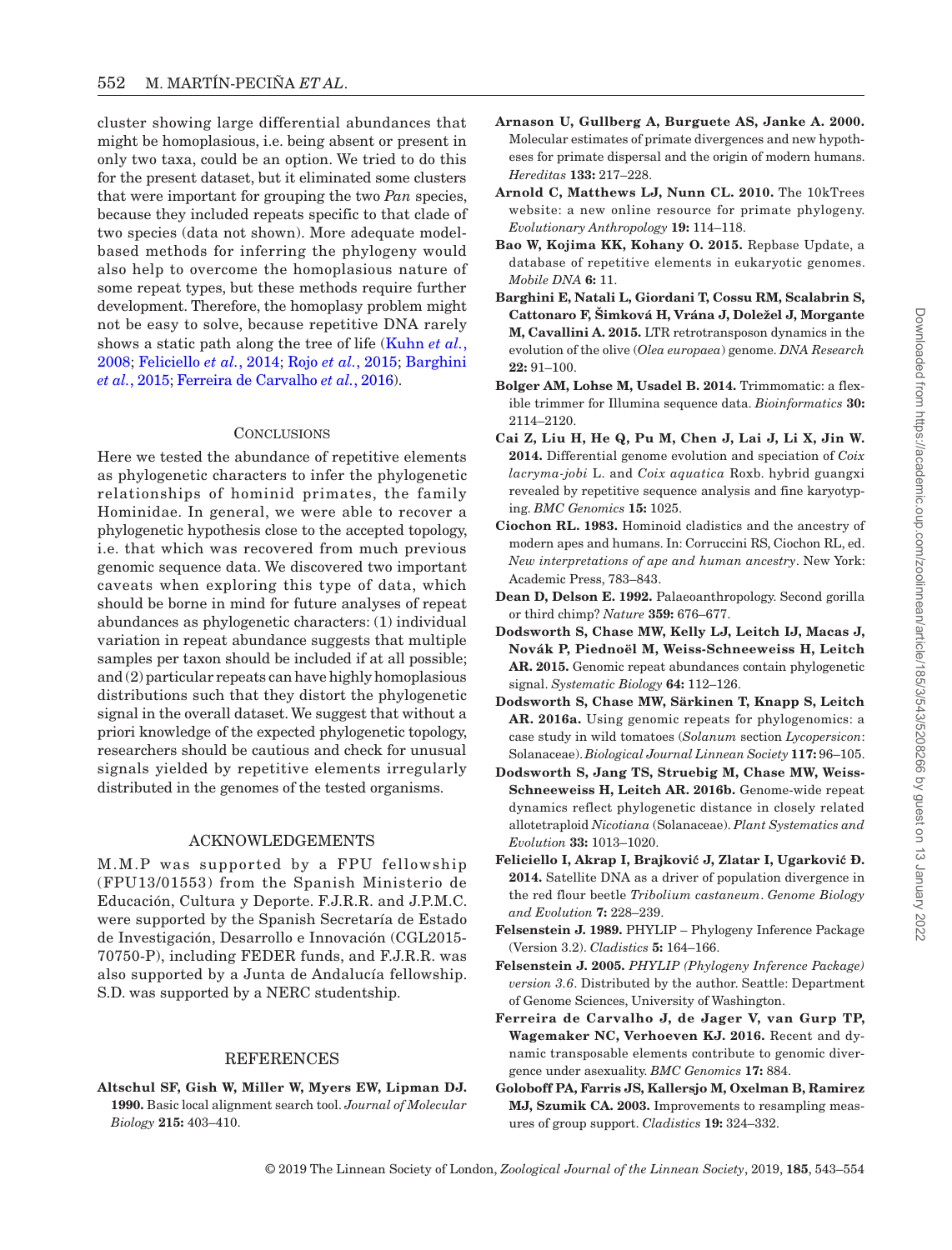cluster showing large differential abundances that might be homoplasious, i.e. being absent or present in only two taxa, could be an option. We tried to do this for the present dataset, but it eliminated some clusters that were important for grouping the two *Pan* species, because they included repeats specific to that clade of two species (data not shown). More adequate model-based methods for inferring the phylogeny would also help to overcome the homoplasious nature of some repeat types, but these methods require further development. Therefore, the homoplasy problem might not be easy to solve, because repetitive DNA rarely shows a static path along the tree of life (Kuhn *et al.*, 2008; Feliciello *et al.*, 2014; Rojo *et al.*, 2015; Barghini *et al.*, 2015; Ferreira de Carvalho *et al.*, 2016).

## Conclusions

Here we tested the abundance of repetitive elements as phylogenetic characters to infer the phylogenetic relationships of hominid primates, the family Hominidae. In general, we were able to recover a phylogenetic hypothesis close to the accepted topology, i.e. that which was recovered from much previous genomic sequence data. We discovered two important caveats when exploring this type of data, which should be borne in mind for future analyses of repeat abundances as phylogenetic characters: (1) individual variation in repeat abundance suggests that multiple samples per taxon should be included if at all possible; and (2) particular repeats can have highly homoplasious distributions such that they distort the phylogenetic signal in the overall dataset. We suggest that without a priori knowledge of the expected phylogenetic topology, researchers should be cautious and check for unusual signals yielded by repetitive elements irregularly distributed in the genomes of the tested organisms.

## Acknowledgements

M.M.P was supported by a FPU fellowship (FPU13/01553) from the Spanish Ministerio de Educación, Cultura y Deporte. F.J.R.R. and J.P.M.C. were supported by the Spanish Secretaría de Estado de Investigación, Desarrollo e Innovación (CGL2015-70750-P), including FEDER funds, and F.J.R.R. was also supported by a Junta de Andalucía fellowship. S.D. was supported by a NERC studentship.

## References

**Altschul SF, Gish W, Miller W, Myers EW, Lipman DJ. 1990.** Basic local alignment search tool. *Journal of Molecular Biology* **215:** 403–410.

**Arnason U, Gullberg A, Burguete AS, Janke A. 2000.** Molecular estimates of primate divergences and new hypotheses for primate dispersal and the origin of modern humans. *Hereditas* **133:** 217–228.

**Arnold C, Matthews LJ, Nunn CL. 2010.** The 10kTrees website: a new online resource for primate phylogeny. *Evolutionary Anthropology* **19:** 114–118.

**Bao W, Kojima KK, Kohany O. 2015.** Repbase Update, a database of repetitive elements in eukaryotic genomes. *Mobile DNA* **6:** 11.

**Barghini E, Natali L, Giordani T, Cossu RM, Scalabrin S, Cattonaro F, Šimková H, Vrána J, Doležel J, Morgante M, Cavallini A. 2015.** LTR retrotransposon dynamics in the evolution of the olive (*Olea europaea*) genome. *DNA Research* **22:** 91–100.

**Bolger AM, Lohse M, Usadel B. 2014.** Trimmomatic: a flexible trimmer for Illumina sequence data. *Bioinformatics* **30:** 2114–2120.

**Cai Z, Liu H, He Q, Pu M, Chen J, Lai J, Li X, Jin W. 2014.** Differential genome evolution and speciation of *Coix lacryma-jobi* L. and *Coix aquatica* Roxb. hybrid guangxi revealed by repetitive sequence analysis and fine karyotyping. *BMC Genomics* **15:** 1025.

**Ciochon RL. 1983.** Hominoid cladistics and the ancestry of modern apes and humans. In: Corruccini RS, Ciochon RL, ed. *New interpretations of ape and human ancestry*. New York: Academic Press, 783–843.

**Dean D, Delson E. 1992.** Palaeoanthropology. Second gorilla or third chimp? *Nature* **359:** 676–677.

**Dodsworth S, Chase MW, Kelly LJ, Leitch IJ, Macas J, Novák P, Piednoël M, Weiss-Schneeweiss H, Leitch AR. 2015.** Genomic repeat abundances contain phylogenetic signal. *Systematic Biology* **64:** 112–126.

**Dodsworth S, Chase MW, Särkinen T, Knapp S, Leitch AR. 2016a.** Using genomic repeats for phylogenomics: a case study in wild tomatoes (*Solanum* section *Lycopersicon*: Solanaceae). *Biological Journal Linnean Society* **117:** 96–105.

**Dodsworth S, Jang TS, Struebig M, Chase MW, Weiss-Schneeweiss H, Leitch AR. 2016b.** Genome-wide repeat dynamics reflect phylogenetic distance in closely related allotetraploid *Nicotiana* (Solanaceae). *Plant Systematics and Evolution* **33:** 1013–1020.

**Feliciello I, Akrap I, Brajković J, Zlatar I, Ugarković Đ. 2014.** Satellite DNA as a driver of population divergence in the red flour beetle *Tribolium castaneum*. *Genome Biology and Evolution* **7:** 228–239.

**Felsenstein J. 1989.** PHYLIP – Phylogeny Inference Package (Version 3.2). *Cladistics* **5:** 164–166.

**Felsenstein J. 2005.** *PHYLIP (Phylogeny Inference Package) version 3.6*. Distributed by the author. Seattle: Department of Genome Sciences, University of Washington.

**Ferreira de Carvalho J, de Jager V, van Gurp TP, Wagemaker NC, Verhoeven KJ. 2016.** Recent and dynamic transposable elements contribute to genomic divergence under asexuality. *BMC Genomics* **17:** 884.

**Goloboff PA, Farris JS, Kallersjo M, Oxelman B, Ramirez MJ, Szumik CA. 2003.** Improvements to resampling measures of group support. *Cladistics* **19:** 324–332.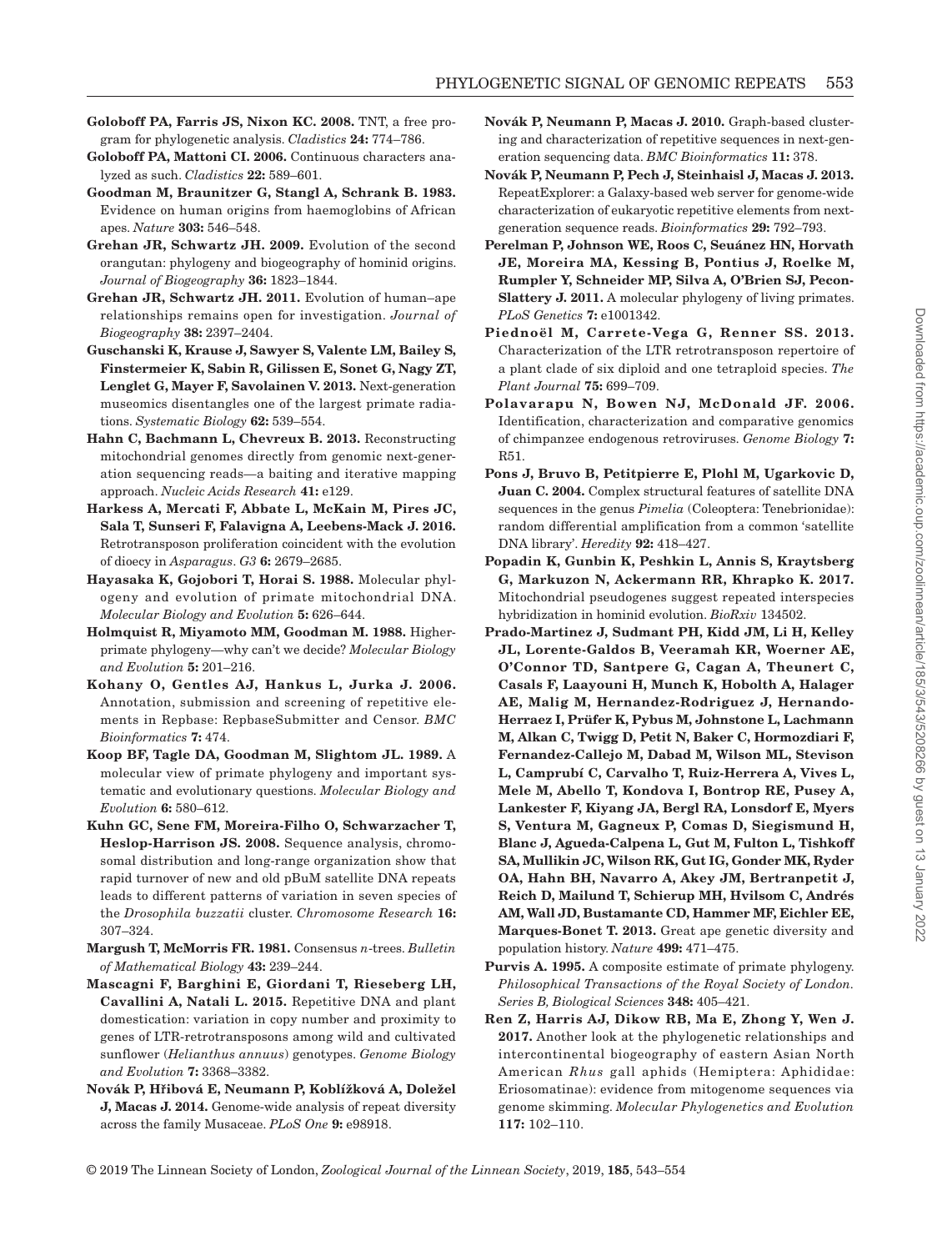**Goloboff PA, Farris JS, Nixon KC. 2008.** TNT, a free program for phylogenetic analysis. *Cladistics* **24:** 774–786.

**Goloboff PA, Mattoni CI. 2006.** Continuous characters analyzed as such. *Cladistics* **22:** 589–601.

**Goodman M, Braunitzer G, Stangl A, Schrank B. 1983.** Evidence on human origins from haemoglobins of African apes. *Nature* **303:** 546–548.

**Grehan JR, Schwartz JH. 2009.** Evolution of the second orangutan: phylogeny and biogeography of hominid origins. *Journal of Biogeography* **36:** 1823–1844.

**Grehan JR, Schwartz JH. 2011.** Evolution of human–ape relationships remains open for investigation. *Journal of Biogeography* **38:** 2397–2404.

**Guschanski K, Krause J, Sawyer S, Valente LM, Bailey S, Finstermeier K, Sabin R, Gilissen E, Sonet G, Nagy ZT, Lenglet G, Mayer F, Savolainen V. 2013.** Next-generation museomics disentangles one of the largest primate radiations. *Systematic Biology* **62:** 539–554.

**Hahn C, Bachmann L, Chevreux B. 2013.** Reconstructing mitochondrial genomes directly from genomic next-generation sequencing reads—a baiting and iterative mapping approach. *Nucleic Acids Research* **41:** e129.

**Harkess A, Mercati F, Abbate L, McKain M, Pires JC, Sala T, Sunseri F, Falavigna A, Leebens-Mack J. 2016.** Retrotransposon proliferation coincident with the evolution of dioecy in *Asparagus*. *G3* **6:** 2679–2685.

**Hayasaka K, Gojobori T, Horai S. 1988.** Molecular phylogeny and evolution of primate mitochondrial DNA. *Molecular Biology and Evolution* **5:** 626–644.

**Holmquist R, Miyamoto MM, Goodman M. 1988.** Higher-primate phylogeny—why can't we decide? *Molecular Biology and Evolution* **5:** 201–216.

**Kohany O, Gentles AJ, Hankus L, Jurka J. 2006.** Annotation, submission and screening of repetitive elements in Repbase: RepbaseSubmitter and Censor. *BMC Bioinformatics* **7:** 474.

**Koop BF, Tagle DA, Goodman M, Slightom JL. 1989.** A molecular view of primate phylogeny and important systematic and evolutionary questions. *Molecular Biology and Evolution* **6:** 580–612.

**Kuhn GC, Sene FM, Moreira-Filho O, Schwarzacher T, Heslop-Harrison JS. 2008.** Sequence analysis, chromosomal distribution and long-range organization show that rapid turnover of new and old pBuM satellite DNA repeats leads to different patterns of variation in seven species of the *Drosophila buzzatii* cluster. *Chromosome Research* **16:** 307–324.

**Margush T, McMorris FR. 1981.** Consensus *n*-trees. *Bulletin of Mathematical Biology* **43:** 239–244.

**Mascagni F, Barghini E, Giordani T, Rieseberg LH, Cavallini A, Natali L. 2015.** Repetitive DNA and plant domestication: variation in copy number and proximity to genes of LTR-retrotransposons among wild and cultivated sunflower (*Helianthus annuus*) genotypes. *Genome Biology and Evolution* **7:** 3368–3382.

**Novák P, Hřibová E, Neumann P, Koblížková A, Doležel J, Macas J. 2014.** Genome-wide analysis of repeat diversity across the family Musaceae. *PLoS One* **9:** e98918.

**Novák P, Neumann P, Macas J. 2010.** Graph-based clustering and characterization of repetitive sequences in next-generation sequencing data. *BMC Bioinformatics* **11:** 378.

**Novák P, Neumann P, Pech J, Steinhaisl J, Macas J. 2013.** RepeatExplorer: a Galaxy-based web server for genome-wide characterization of eukaryotic repetitive elements from next-generation sequence reads. *Bioinformatics* **29:** 792–793.

**Perelman P, Johnson WE, Roos C, Seuánez HN, Horvath JE, Moreira MA, Kessing B, Pontius J, Roelke M, Rumpler Y, Schneider MP, Silva A, O'Brien SJ, Pecon-Slattery J. 2011.** A molecular phylogeny of living primates. *PLoS Genetics* **7:** e1001342.

**Piednoël M, Carrete-Vega G, Renner SS. 2013.** Characterization of the LTR retrotransposon repertoire of a plant clade of six diploid and one tetraploid species. *The Plant Journal* **75:** 699–709.

**Polavarapu N, Bowen NJ, McDonald JF. 2006.** Identification, characterization and comparative genomics of chimpanzee endogenous retroviruses. *Genome Biology* **7:** R51.

**Pons J, Bruvo B, Petitpierre E, Plohl M, Ugarkovic D, Juan C. 2004.** Complex structural features of satellite DNA sequences in the genus *Pimelia* (Coleoptera: Tenebrionidae): random differential amplification from a common 'satellite DNA library'. *Heredity* **92:** 418–427.

**Popadin K, Gunbin K, Peshkin L, Annis S, Kraytsberg G, Markuzon N, Ackermann RR, Khrapko K. 2017.** Mitochondrial pseudogenes suggest repeated interspecies hybridization in hominid evolution. *BioRxiv* 134502.

**Prado-Martinez J, Sudmant PH, Kidd JM, Li H, Kelley JL, Lorente-Galdos B, Veeramah KR, Woerner AE, O'Connor TD, Santpere G, Cagan A, Theunert C, Casals F, Laayouni H, Munch K, Hobolth A, Halager AE, Malig M, Hernandez-Rodriguez J, Hernando-Herraez I, Prüfer K, Pybus M, Johnstone L, Lachmann M, Alkan C, Twigg D, Petit N, Baker C, Hormozdiari F, Fernandez-Callejo M, Dabad M, Wilson ML, Stevison L, Camprubí C, Carvalho T, Ruiz-Herrera A, Vives L, Mele M, Abello T, Kondova I, Bontrop RE, Pusey A, Lankester F, Kiyang JA, Bergl RA, Lonsdorf E, Myers S, Ventura M, Gagneux P, Comas D, Siegismund H, Blanc J, Agueda-Calpena L, Gut M, Fulton L, Tishkoff SA, Mullikin JC, Wilson RK, Gut IG, Gonder MK, Ryder OA, Hahn BH, Navarro A, Akey JM, Bertranpetit J, Reich D, Mailund T, Schierup MH, Hvilsom C, Andrés AM, Wall JD, Bustamante CD, Hammer MF, Eichler EE, Marques-Bonet T. 2013.** Great ape genetic diversity and population history. *Nature* **499:** 471–475.

**Purvis A. 1995.** A composite estimate of primate phylogeny. *Philosophical Transactions of the Royal Society of London. Series B, Biological Sciences* **348:** 405–421.

**Ren Z, Harris AJ, Dikow RB, Ma E, Zhong Y, Wen J. 2017.** Another look at the phylogenetic relationships and intercontinental biogeography of eastern Asian North American *Rhus* gall aphids (Hemiptera: Aphididae: Eriosomatinae): evidence from mitogenome sequences via genome skimming. *Molecular Phylogenetics and Evolution* **117:** 102–110.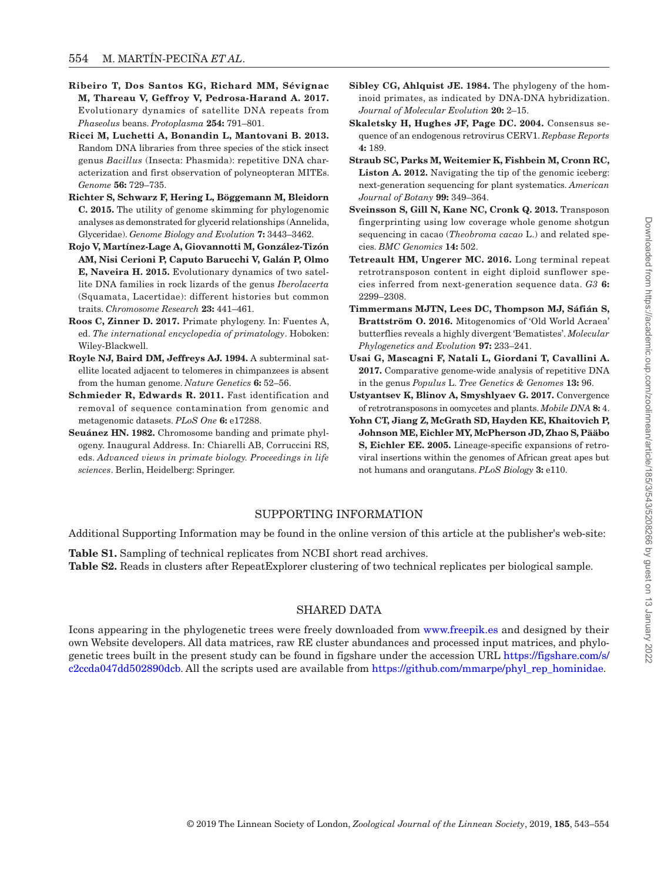**Ribeiro T, Dos Santos KG, Richard MM, Sévignac M, Thareau V, Geffroy V, Pedrosa-Harand A. 2017.** Evolutionary dynamics of satellite DNA repeats from *Phaseolus* beans. *Protoplasma* **254:** 791–801.

**Ricci M, Luchetti A, Bonandin L, Mantovani B. 2013.** Random DNA libraries from three species of the stick insect genus *Bacillus* (Insecta: Phasmida): repetitive DNA characterization and first observation of polyneopteran MITEs. *Genome* **56:** 729–735.

**Richter S, Schwarz F, Hering L, Böggemann M, Bleidorn C. 2015.** The utility of genome skimming for phylogenomic analyses as demonstrated for glycerid relationships (Annelida, Glyceridae). *Genome Biology and Evolution* **7:** 3443–3462.

**Rojo V, Martínez-Lage A, Giovannotti M, González-Tizón AM, Nisi Cerioni P, Caputo Barucchi V, Galán P, Olmo E, Naveira H. 2015.** Evolutionary dynamics of two satellite DNA families in rock lizards of the genus *Iberolacerta* (Squamata, Lacertidae): different histories but common traits. *Chromosome Research* **23:** 441–461.

**Roos C, Zinner D. 2017.** Primate phylogeny. In: Fuentes A, ed. *The international encyclopedia of primatology*. Hoboken: Wiley-Blackwell.

**Royle NJ, Baird DM, Jeffreys AJ. 1994.** A subterminal satellite located adjacent to telomeres in chimpanzees is absent from the human genome. *Nature Genetics* **6:** 52–56.

**Schmieder R, Edwards R. 2011.** Fast identification and removal of sequence contamination from genomic and metagenomic datasets. *PLoS One* **6:** e17288.

**Seuánez HN. 1982.** Chromosome banding and primate phylogeny. Inaugural Address. In: Chiarelli AB, Corruccini RS, eds. *Advanced views in primate biology. Proceedings in life sciences*. Berlin, Heidelberg: Springer.

**Sibley CG, Ahlquist JE. 1984.** The phylogeny of the hominoid primates, as indicated by DNA-DNA hybridization. *Journal of Molecular Evolution* **20:** 2–15.

**Skaletsky H, Hughes JF, Page DC. 2004.** Consensus sequence of an endogenous retrovirus CERV1. *Repbase Reports* **4:** 189.

**Straub SC, Parks M, Weitemier K, Fishbein M, Cronn RC, Liston A. 2012.** Navigating the tip of the genomic iceberg: next-generation sequencing for plant systematics. *American Journal of Botany* **99:** 349–364.

**Sveinsson S, Gill N, Kane NC, Cronk Q. 2013.** Transposon fingerprinting using low coverage whole genome shotgun sequencing in cacao (*Theobroma cacao* L.) and related species. *BMC Genomics* **14:** 502.

**Tetreault HM, Ungerer MC. 2016.** Long terminal repeat retrotransposon content in eight diploid sunflower species inferred from next-generation sequence data. *G3* **6:** 2299–2308.

**Timmermans MJTN, Lees DC, Thompson MJ, Sáfián S, Brattström O. 2016.** Mitogenomics of 'Old World Acraea' butterflies reveals a highly divergent 'Bematistes'. *Molecular Phylogenetics and Evolution* **97:** 233–241.

**Usai G, Mascagni F, Natali L, Giordani T, Cavallini A. 2017.** Comparative genome-wide analysis of repetitive DNA in the genus *Populus* L. *Tree Genetics & Genomes* **13:** 96.

**Ustyantsev K, Blinov A, Smyshlyaev G. 2017.** Convergence of retrotransposons in oomycetes and plants. *Mobile DNA* **8:** 4.

**Yohn CT, Jiang Z, McGrath SD, Hayden KE, Khaitovich P, Johnson ME, Eichler MY, McPherson JD, Zhao S, Pääbo S, Eichler EE. 2005.** Lineage-specific expansions of retroviral insertions within the genomes of African great apes but not humans and orangutans. *PLoS Biology* **3:** e110.

## SUPPORTING INFORMATION

Additional Supporting Information may be found in the online version of this article at the publisher's web-site:

**Table S1.** Sampling of technical replicates from NCBI short read archives.
**Table S2.** Reads in clusters after RepeatExplorer clustering of two technical replicates per biological sample.

## SHARED DATA

Icons appearing in the phylogenetic trees were freely downloaded from www.freepik.es and designed by their own Website developers. All data matrices, raw RE cluster abundances and processed input matrices, and phylogenetic trees built in the present study can be found in figshare under the accession URL https://figshare.com/s/c2ccda047dd502890dcb. All the scripts used are available from https://github.com/mmarpe/phyl_rep_hominidae.